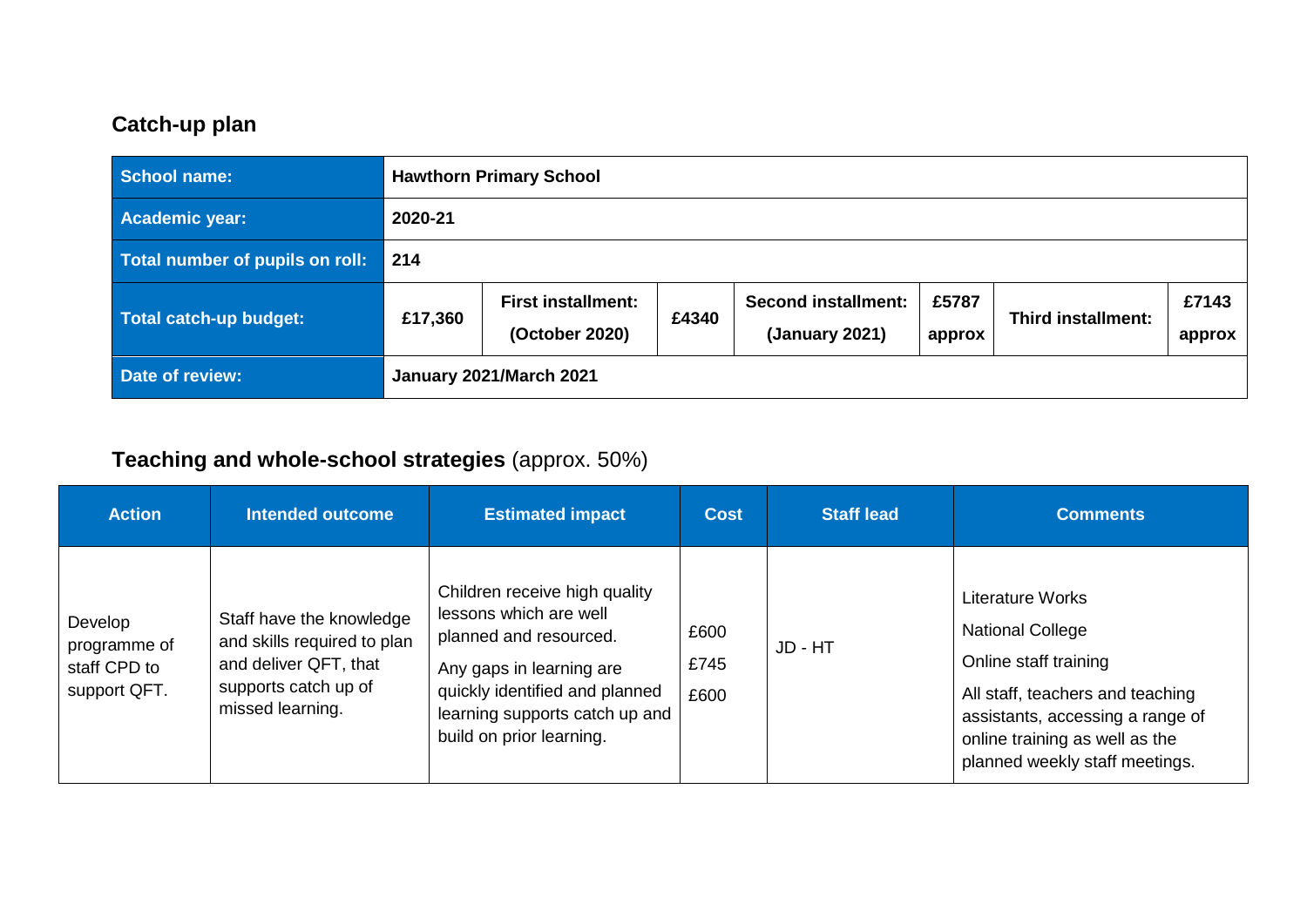## Catch-up plan

| School name: | Hawthorn Primary School | | | | | | |
|---|---|---|---|---|---|---|---|
| Academic year: | 2020-21 | | | | | | |
| Total number of pupils on roll: | 214 | | | | | | |
| Total catch-up budget: | £17,360 | First installment: (October 2020) | £4340 | Second installment: (January 2021) | £5787 approx | Third installment: | £7143 approx |
| Date of review: | January 2021/March 2021 | | | | | | |

## Teaching and whole-school strategies (approx. 50%)

| Action | Intended outcome | Estimated impact | Cost | Staff lead | Comments |
|---|---|---|---|---|---|
| Develop programme of staff CPD to support QFT. | Staff have the knowledge and skills required to plan and deliver QFT, that supports catch up of missed learning. | Children receive high quality lessons which are well planned and resourced.<br>Any gaps in learning are quickly identified and planned learning supports catch up and build on prior learning. | £600<br>£745<br>£600 | JD - HT | Literature Works<br>National College<br>Online staff training<br>All staff, teachers and teaching assistants, accessing a range of online training as well as the planned weekly staff meetings. |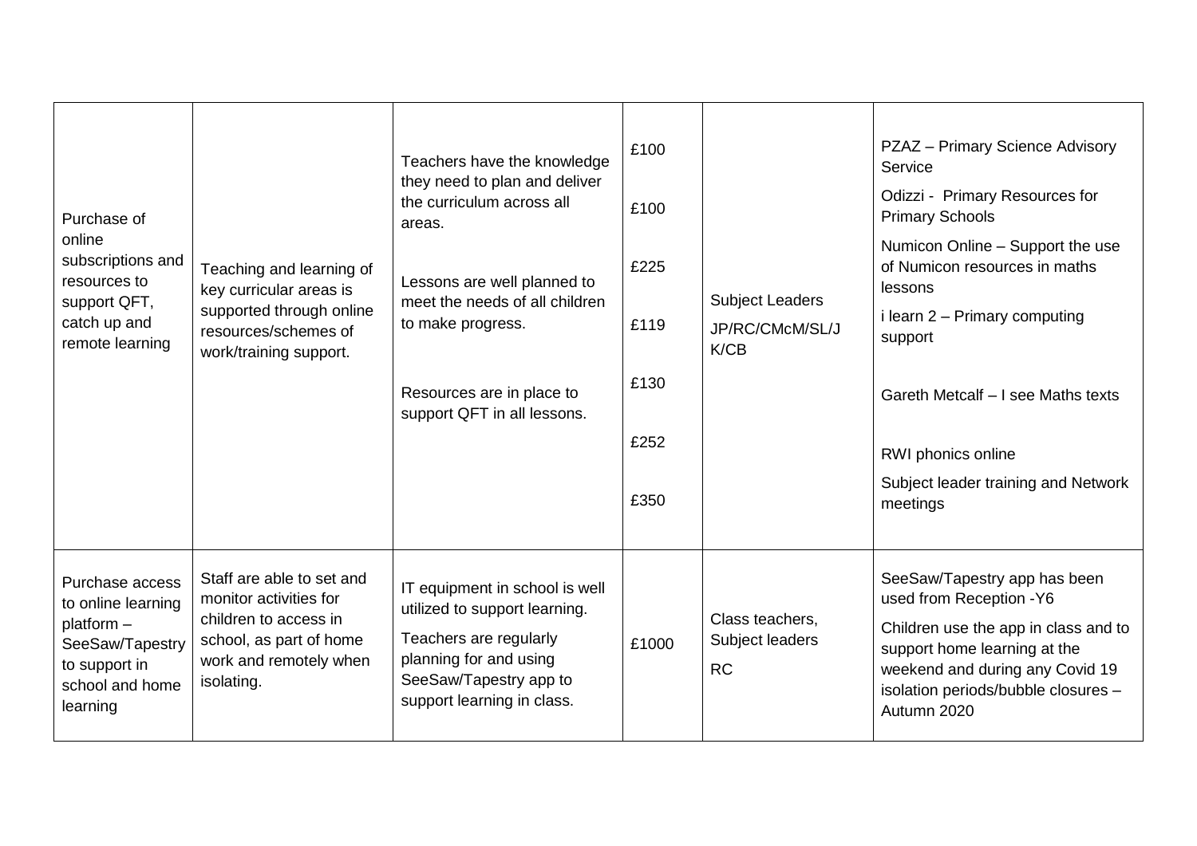| | | | | | |
|---|---|---|---|---|---|
| Purchase of online subscriptions and resources to support QFT, catch up and remote learning | Teaching and learning of key curricular areas is supported through online resources/schemes of work/training support. | Teachers have the knowledge they need to plan and deliver the curriculum across all areas.<br><br>Lessons are well planned to meet the needs of all children to make progress.<br><br>Resources are in place to support QFT in all lessons. | £100<br><br>£100<br><br>£225<br><br>£119<br><br>£130<br><br>£252<br><br>£350 | Subject Leaders<br>JP/RC/CMcM/SL/JK/CB | PZAZ – Primary Science Advisory Service<br><br>Odizzi - Primary Resources for Primary Schools<br><br>Numicon Online – Support the use of Numicon resources in maths lessons<br><br>i learn 2 – Primary computing support<br><br>Gareth Metcalf – I see Maths texts<br><br>RWI phonics online<br><br>Subject leader training and Network meetings |
| Purchase access to online learning platform – SeeSaw/Tapestry to support in school and home learning | Staff are able to set and monitor activities for children to access in school, as part of home work and remotely when isolating. | IT equipment in school is well utilized to support learning.<br><br>Teachers are regularly planning for and using SeeSaw/Tapestry app to support learning in class. | £1000 | Class teachers, Subject leaders<br>RC | SeeSaw/Tapestry app has been used from Reception -Y6<br><br>Children use the app in class and to support home learning at the weekend and during any Covid 19 isolation periods/bubble closures – Autumn 2020 |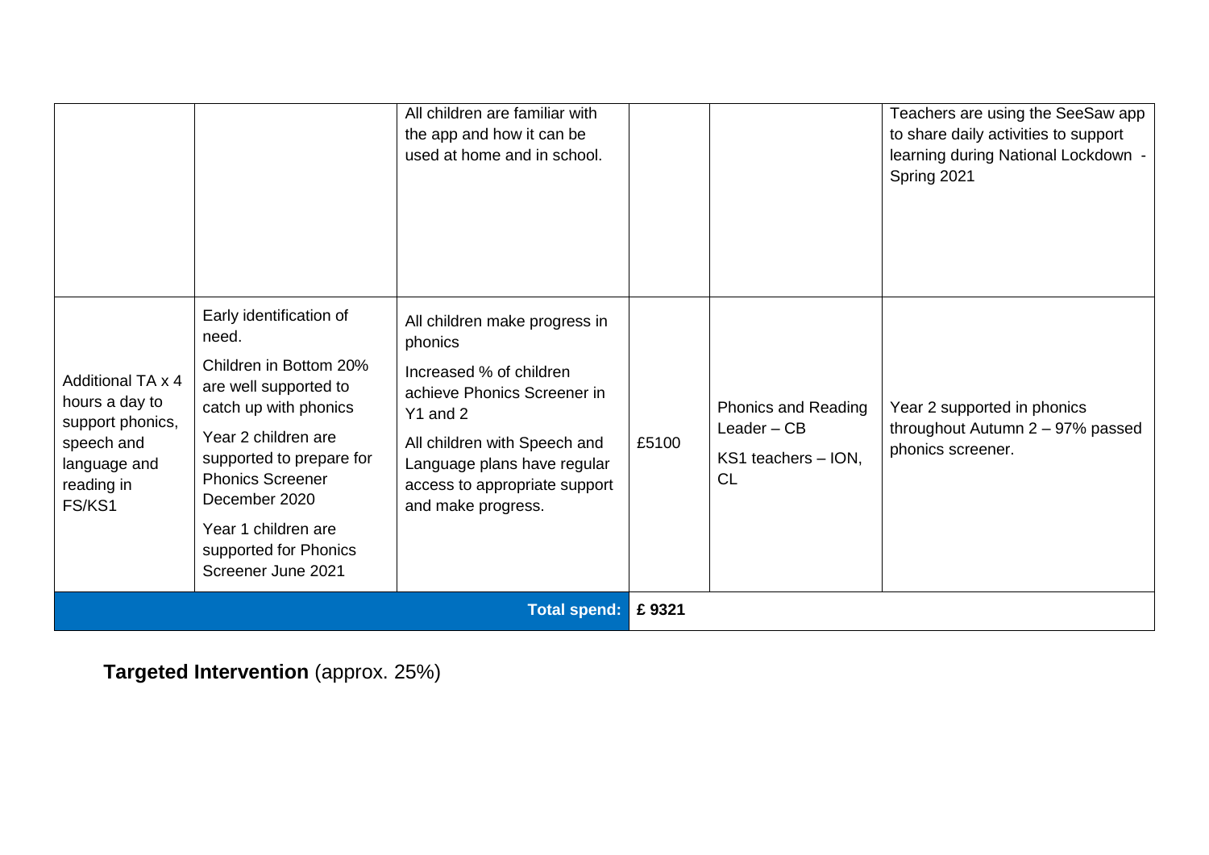| | | | | | |
|---|---|---|---|---|---|
| | | All children are familiar with the app and how it can be used at home and in school. | | | Teachers are using the SeeSaw app to share daily activities to support learning during National Lockdown - Spring 2021 |
| Additional TA x 4 hours a day to support phonics, speech and language and reading in FS/KS1 | Early identification of need.<br>Children in Bottom 20% are well supported to catch up with phonics<br>Year 2 children are supported to prepare for Phonics Screener December 2020<br>Year 1 children are supported for Phonics Screener June 2021 | All children make progress in phonics<br>Increased % of children achieve Phonics Screener in Y1 and 2<br>All children with Speech and Language plans have regular access to appropriate support and make progress. | £5100 | Phonics and Reading Leader – CB<br>KS1 teachers – ION, CL | Year 2 supported in phonics throughout Autumn 2 – 97% passed phonics screener. |
| | | **Total spend:** | **£ 9321** | | |

**Targeted Intervention** (approx. 25%)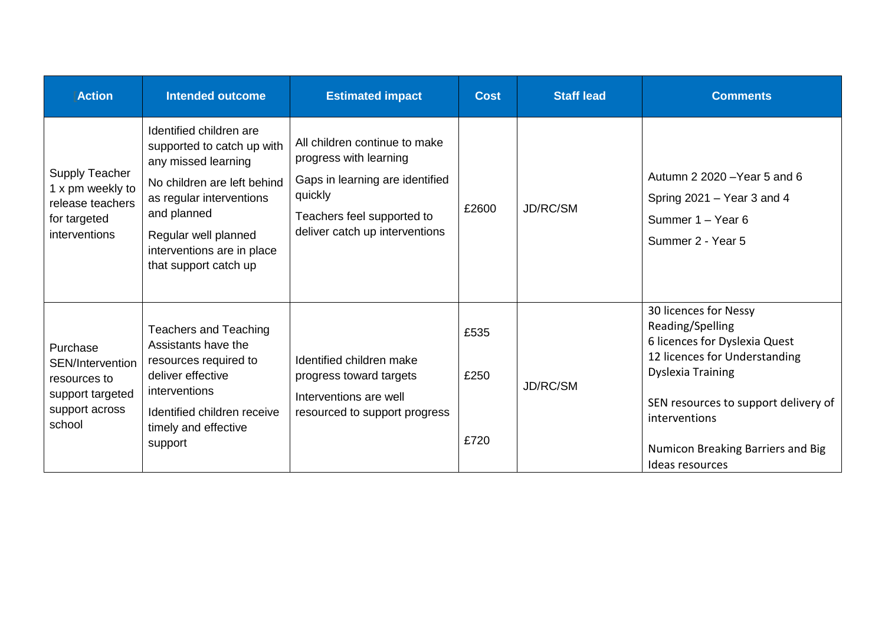| Action | Intended outcome | Estimated impact | Cost | Staff lead | Comments |
| --- | --- | --- | --- | --- | --- |
| Supply Teacher 1 x pm weekly to release teachers for targeted interventions | Identified children are supported to catch up with any missed learning<br>No children are left behind as regular interventions and planned<br>Regular well planned interventions are in place that support catch up | All children continue to make progress with learning<br>Gaps in learning are identified quickly<br>Teachers feel supported to deliver catch up interventions | £2600 | JD/RC/SM | Autumn 2 2020 –Year 5 and 6<br>Spring 2021 – Year 3 and 4<br>Summer 1 – Year 6<br>Summer 2 - Year 5 |
| Purchase SEN/Intervention resources to support targeted support across school | Teachers and Teaching Assistants have the resources required to deliver effective interventions<br>Identified children receive timely and effective support | Identified children make progress toward targets<br>Interventions are well resourced to support progress | £535<br>£250<br>£720 | JD/RC/SM | 30 licences for Nessy Reading/Spelling<br>6 licences for Dyslexia Quest<br>12 licences for Understanding Dyslexia Training<br>SEN resources to support delivery of interventions<br>Numicon Breaking Barriers and Big Ideas resources |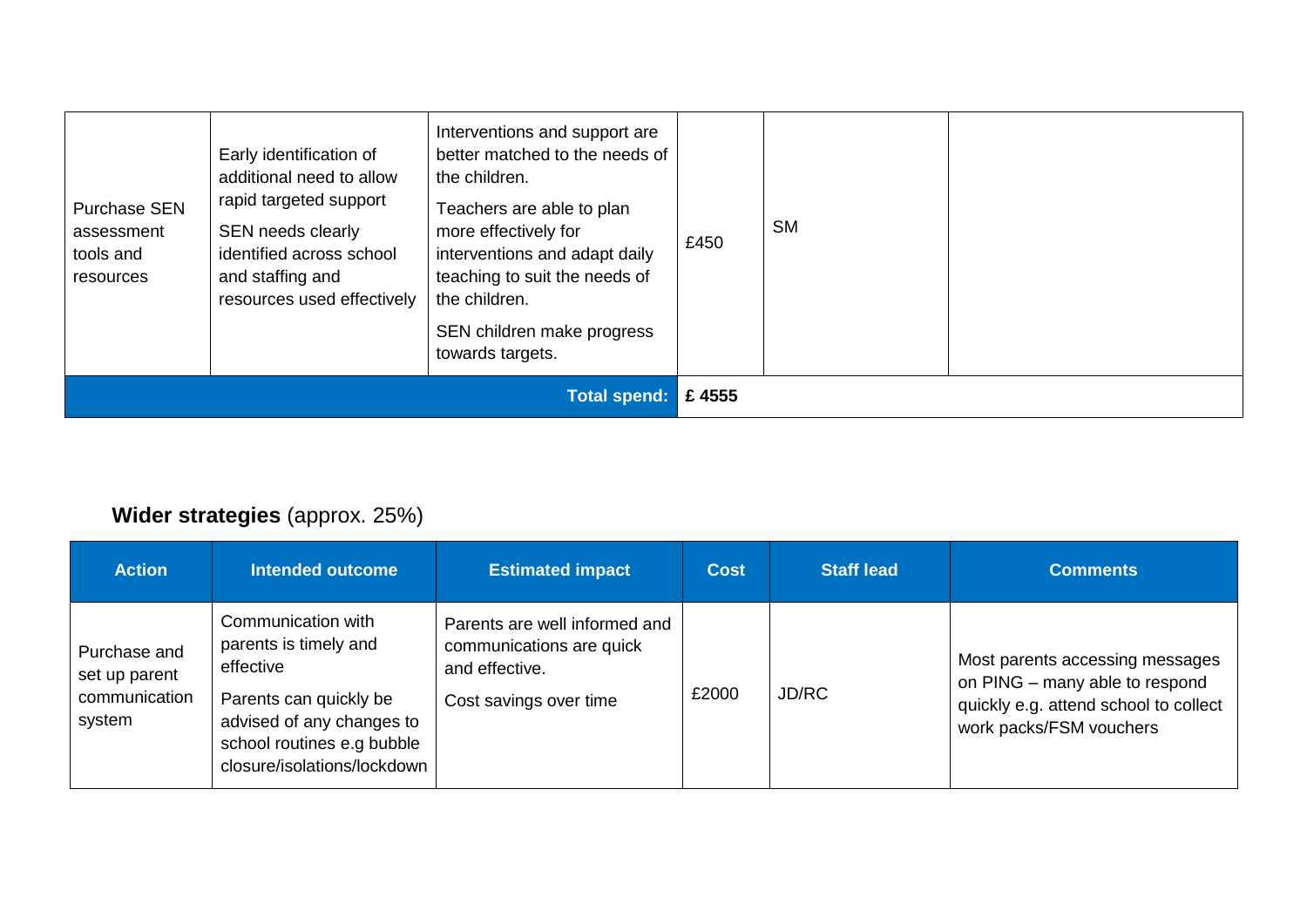| | | | | | |
|---|---|---|---|---|---|
| Purchase SEN assessment tools and resources | Early identification of additional need to allow rapid targeted support<br>SEN needs clearly identified across school and staffing and resources used effectively | Interventions and support are better matched to the needs of the children.<br>Teachers are able to plan more effectively for interventions and adapt daily teaching to suit the needs of the children.<br>SEN children make progress towards targets. | £450 | SM | |
| | | **Total spend:** | **£ 4555** | | |

## **Wider strategies** (approx. 25%)

| Action | Intended outcome | Estimated impact | Cost | Staff lead | Comments |
|---|---|---|---|---|---|
| Purchase and set up parent communication system | Communication with parents is timely and effective<br>Parents can quickly be advised of any changes to school routines e.g bubble closure/isolations/lockdown | Parents are well informed and communications are quick and effective.<br>Cost savings over time | £2000 | JD/RC | Most parents accessing messages on PING – many able to respond quickly e.g. attend school to collect work packs/FSM vouchers |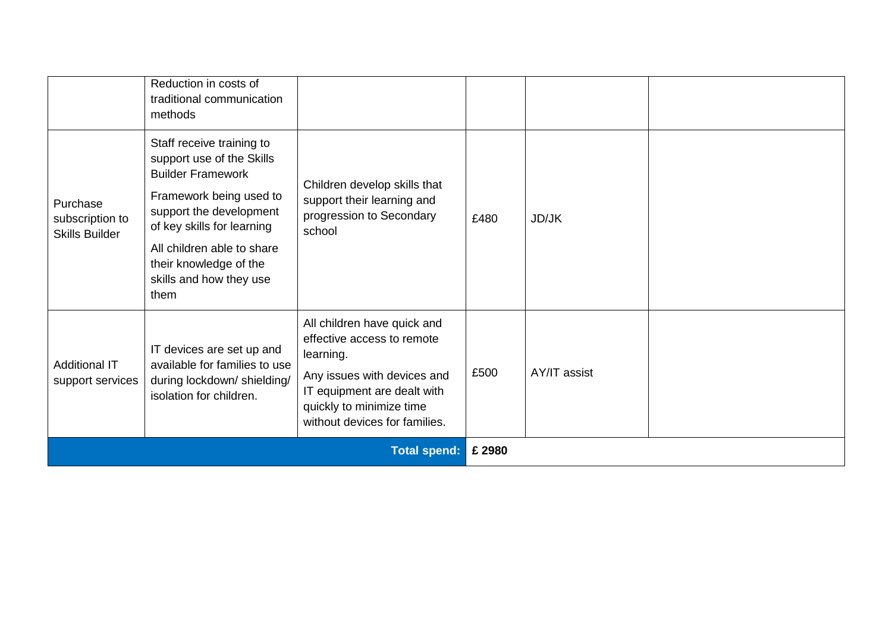| | | | | | |
|---|---|---|---|---|---|
| | Reduction in costs of traditional communication methods | | | | |
| Purchase subscription to Skills Builder | Staff receive training to support use of the Skills Builder Framework<br><br>Framework being used to support the development of key skills for learning<br><br>All children able to share their knowledge of the skills and how they use them | Children develop skills that support their learning and progression to Secondary school | £480 | JD/JK | |
| Additional IT support services | IT devices are set up and available for families to use during lockdown/ shielding/ isolation for children. | All children have quick and effective access to remote learning.<br><br>Any issues with devices and IT equipment are dealt with quickly to minimize time without devices for families. | £500 | AY/IT assist | |
| | | **Total spend:** | **£ 2980** | | |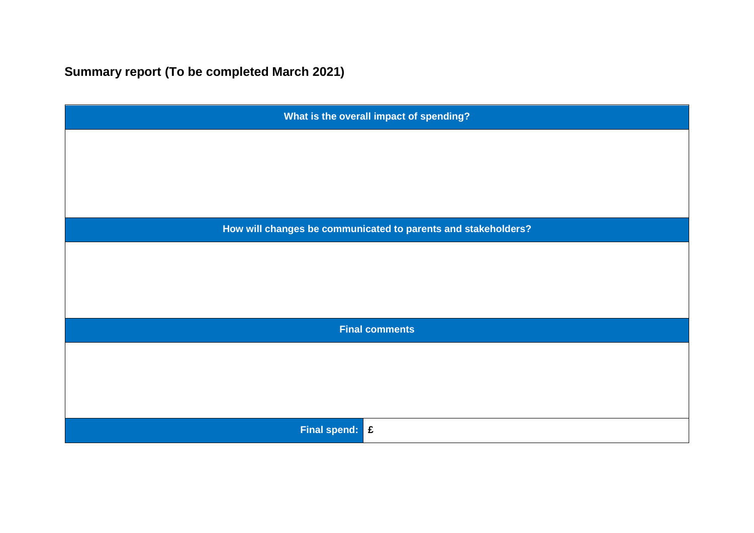## Summary report (To be completed March 2021)

| What is the overall impact of spending? | |
|---|---|
| | |
| **How will changes be communicated to parents and stakeholders?** | |
| | |
| **Final comments** | |
| | |
| **Final spend:** | **£** |